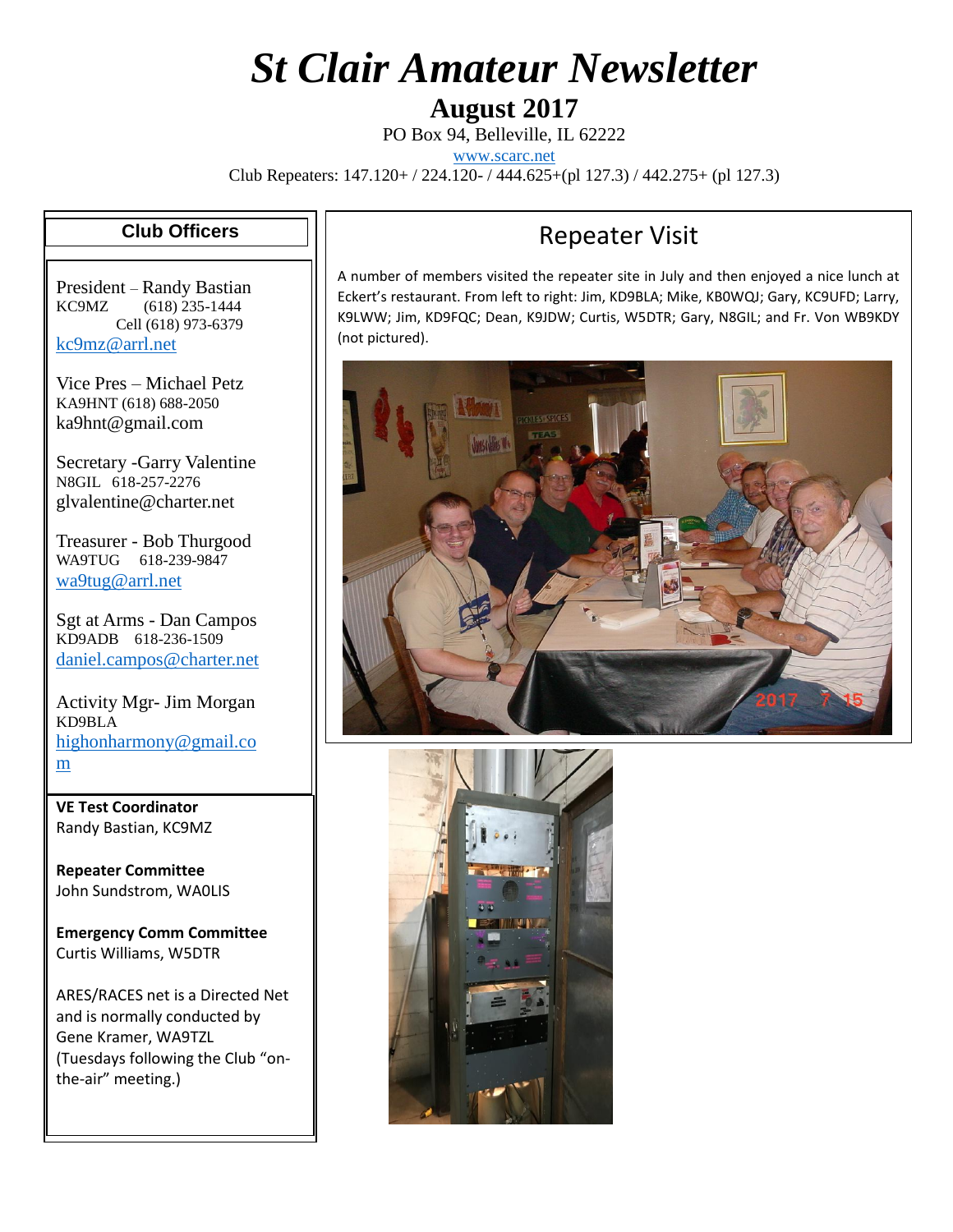# *St Clair Amateur Newsletter*

## August 2017

PO Box 94, Belleville, IL 62222

www.scarc.net

Club Repeaters: 147.120+ / 224.120- / 444.625+(pl 127.3) / 442.275+ (pl 127.3)

### Club Officers

President – Randy Bastian
KC9MZ (618) 235-1444
Cell (618) 973-6379
kc9mz@arrl.net

Vice Pres – Michael Petz
KA9HNT (618) 688-2050
ka9hnt@gmail.com

Secretary -Garry Valentine
N8GIL 618-257-2276
glvalentine@charter.net

Treasurer - Bob Thurgood
WA9TUG 618-239-9847
wa9tug@arrl.net

Sgt at Arms - Dan Campos
KD9ADB 618-236-1509
daniel.campos@charter.net

Activity Mgr- Jim Morgan
KD9BLA
highonharmony@gmail.com

**VE Test Coordinator**
Randy Bastian, KC9MZ

**Repeater Committee**
John Sundstrom, WA0LIS

**Emergency Comm Committee**
Curtis Williams, W5DTR

ARES/RACES net is a Directed Net and is normally conducted by Gene Kramer, WA9TZL (Tuesdays following the Club "on-the-air" meeting.)

## Repeater Visit

A number of members visited the repeater site in July and then enjoyed a nice lunch at Eckert's restaurant. From left to right: Jim, KD9BLA; Mike, KB0WQJ; Gary, KC9UFD; Larry, K9LWW; Jim, KD9FQC; Dean, K9JDW; Curtis, W5DTR; Gary, N8GIL; and Fr. Von WB9KDY (not pictured).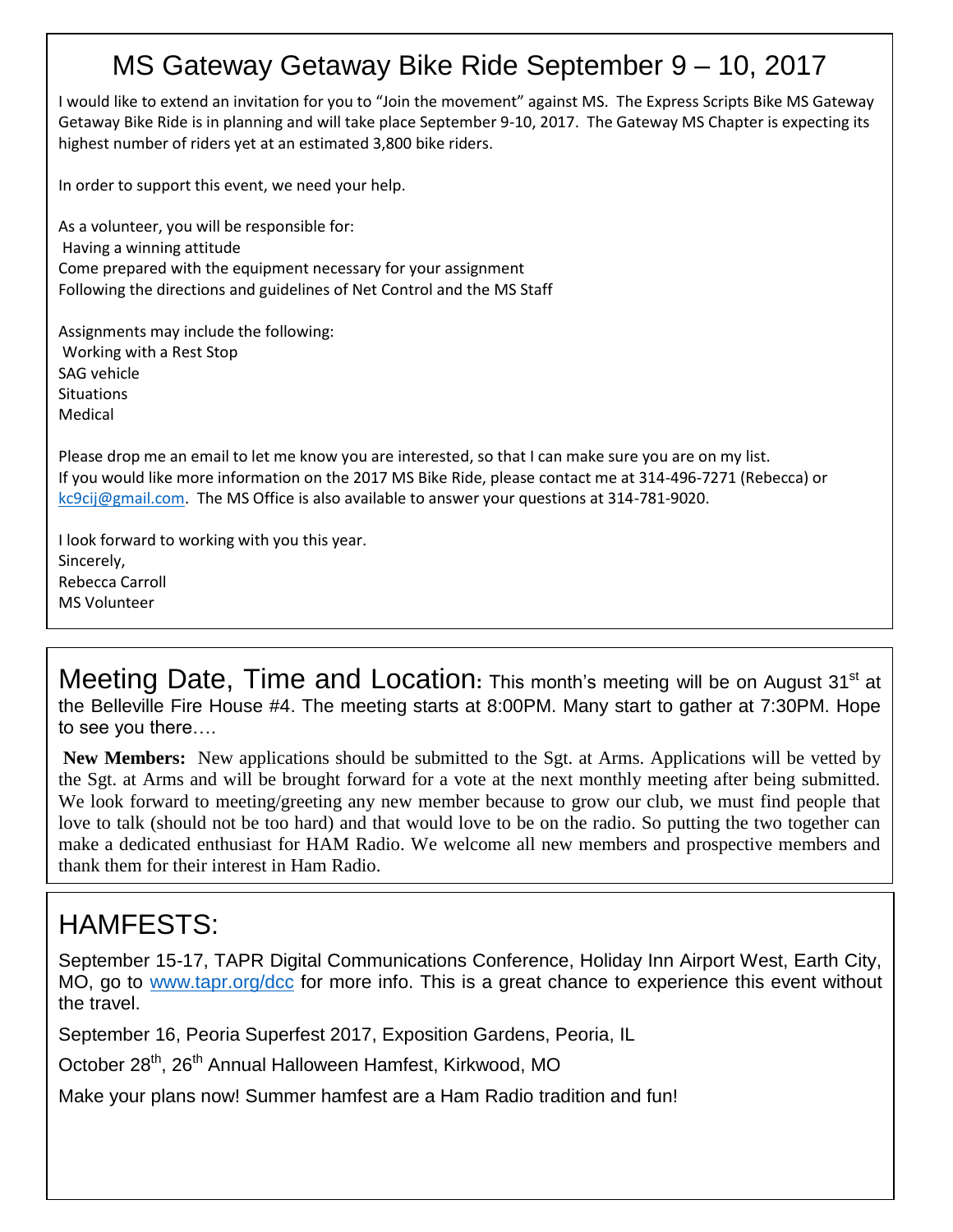# MS Gateway Getaway Bike Ride September 9 – 10, 2017

I would like to extend an invitation for you to "Join the movement" against MS. The Express Scripts Bike MS Gateway Getaway Bike Ride is in planning and will take place September 9-10, 2017. The Gateway MS Chapter is expecting its highest number of riders yet at an estimated 3,800 bike riders.

In order to support this event, we need your help.

As a volunteer, you will be responsible for:
Having a winning attitude
Come prepared with the equipment necessary for your assignment
Following the directions and guidelines of Net Control and the MS Staff

Assignments may include the following:
Working with a Rest Stop
SAG vehicle
Situations
Medical

Please drop me an email to let me know you are interested, so that I can make sure you are on my list.
If you would like more information on the 2017 MS Bike Ride, please contact me at 314-496-7271 (Rebecca) or kc9cij@gmail.com. The MS Office is also available to answer your questions at 314-781-9020.

I look forward to working with you this year.
Sincerely,
Rebecca Carroll
MS Volunteer

## Meeting Date, Time and Location:

This month's meeting will be on August 31st at the Belleville Fire House #4. The meeting starts at 8:00PM. Many start to gather at 7:30PM. Hope to see you there….

**New Members:** New applications should be submitted to the Sgt. at Arms. Applications will be vetted by the Sgt. at Arms and will be brought forward for a vote at the next monthly meeting after being submitted. We look forward to meeting/greeting any new member because to grow our club, we must find people that love to talk (should not be too hard) and that would love to be on the radio. So putting the two together can make a dedicated enthusiast for HAM Radio. We welcome all new members and prospective members and thank them for their interest in Ham Radio.

## HAMFESTS:

September 15-17, TAPR Digital Communications Conference, Holiday Inn Airport West, Earth City, MO, go to www.tapr.org/dcc for more info. This is a great chance to experience this event without the travel.

September 16, Peoria Superfest 2017, Exposition Gardens, Peoria, IL

October 28th, 26th Annual Halloween Hamfest, Kirkwood, MO

Make your plans now! Summer hamfest are a Ham Radio tradition and fun!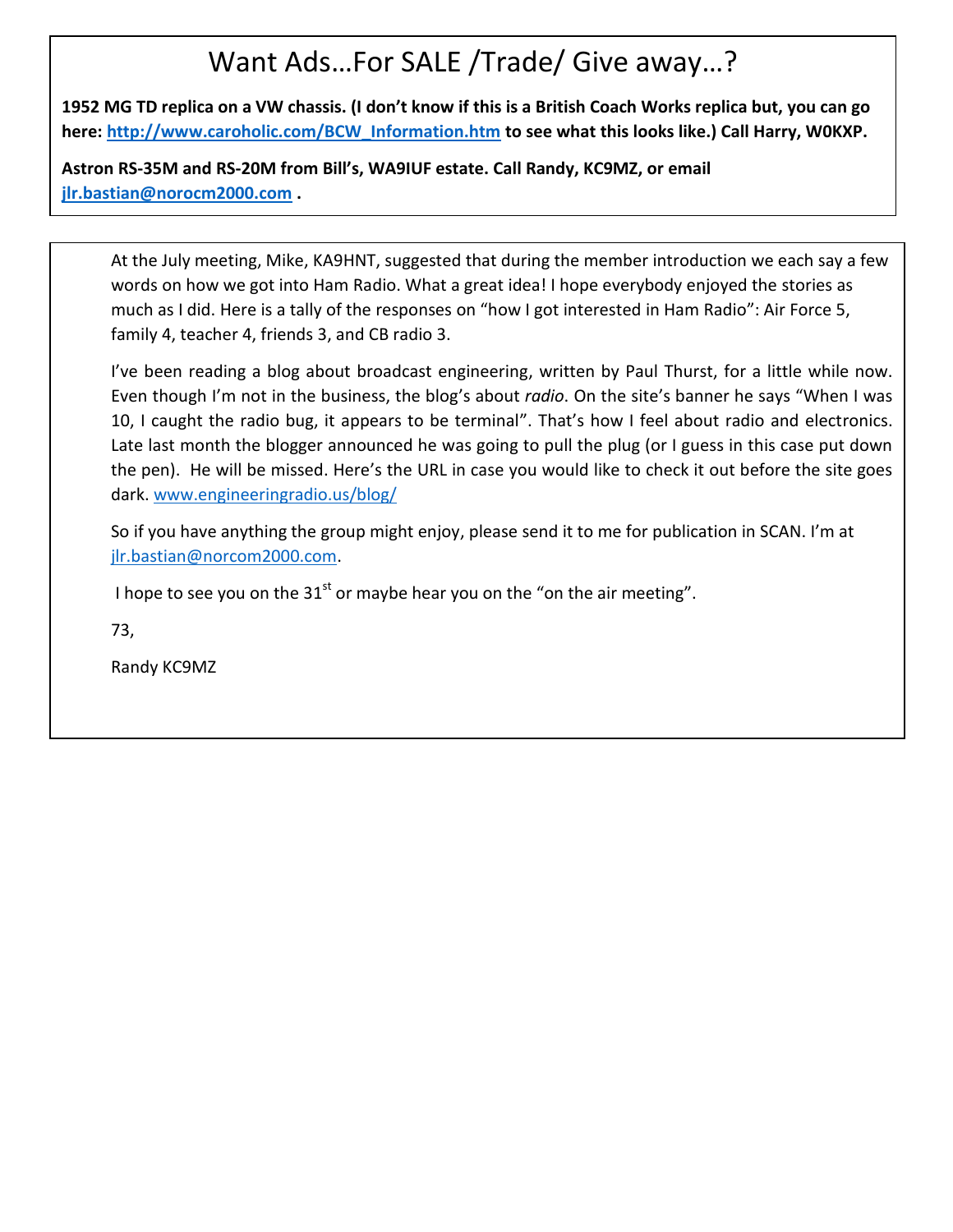# Want Ads…For SALE /Trade/ Give away…?

**1952 MG TD replica on a VW chassis. (I don't know if this is a British Coach Works replica but, you can go here: http://www.caroholic.com/BCW_Information.htm to see what this looks like.) Call Harry, W0KXP.**

**Astron RS-35M and RS-20M from Bill's, WA9IUF estate. Call Randy, KC9MZ, or email jlr.bastian@norocm2000.com .**

---

At the July meeting, Mike, KA9HNT, suggested that during the member introduction we each say a few words on how we got into Ham Radio. What a great idea! I hope everybody enjoyed the stories as much as I did. Here is a tally of the responses on "how I got interested in Ham Radio": Air Force 5, family 4, teacher 4, friends 3, and CB radio 3.

I've been reading a blog about broadcast engineering, written by Paul Thurst, for a little while now. Even though I'm not in the business, the blog's about *radio*. On the site's banner he says "When I was 10, I caught the radio bug, it appears to be terminal". That's how I feel about radio and electronics. Late last month the blogger announced he was going to pull the plug (or I guess in this case put down the pen). He will be missed. Here's the URL in case you would like to check it out before the site goes dark. www.engineeringradio.us/blog/

So if you have anything the group might enjoy, please send it to me for publication in SCAN. I'm at jlr.bastian@norcom2000.com.

I hope to see you on the 31st or maybe hear you on the "on the air meeting".

73,

Randy KC9MZ